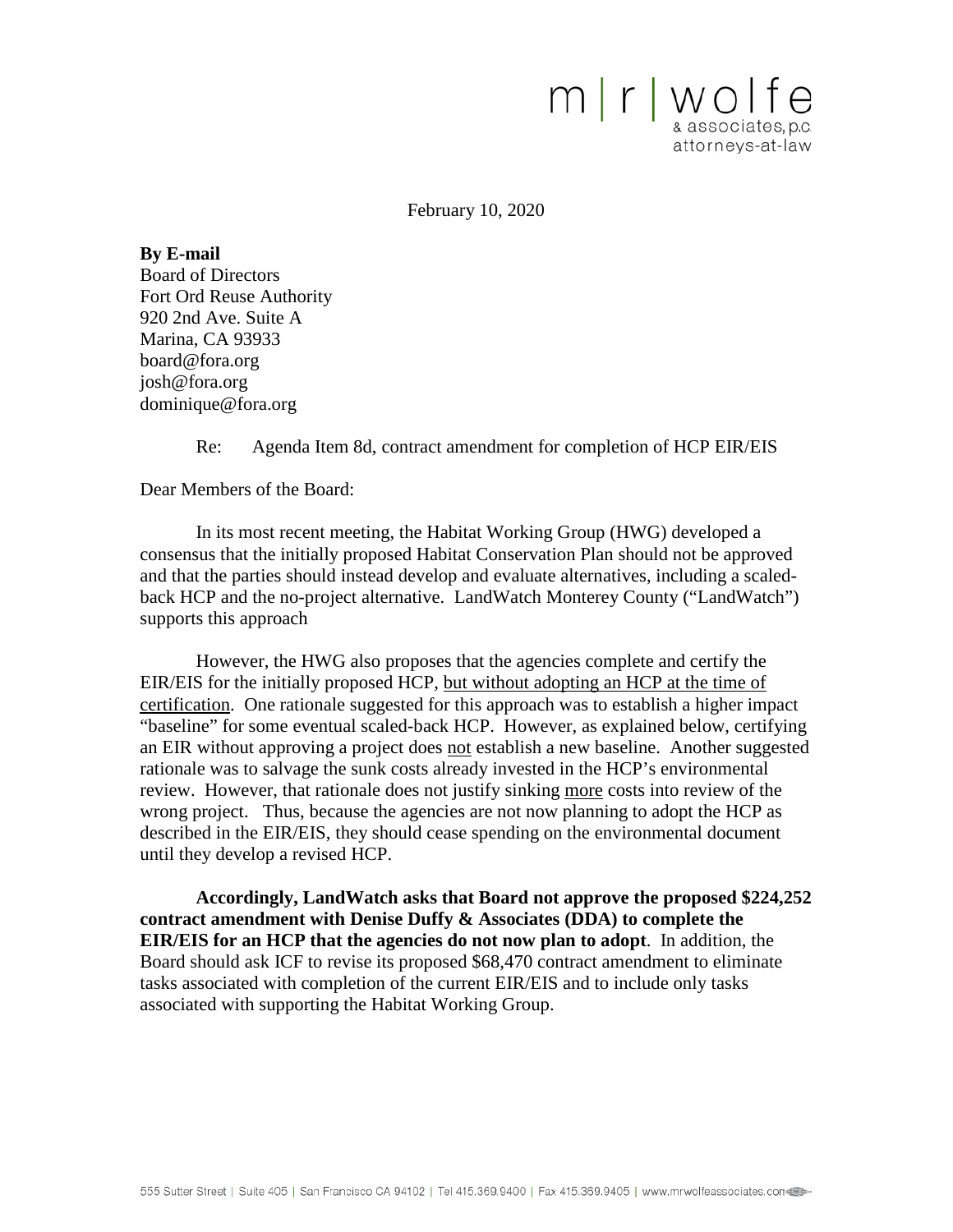m | r | wolfe
& associates, p.c.
attorneys-at-law

February 10, 2020

**By E-mail**
Board of Directors
Fort Ord Reuse Authority
920 2nd Ave. Suite A
Marina, CA 93933
board@fora.org
josh@fora.org
dominique@fora.org

Re: Agenda Item 8d, contract amendment for completion of HCP EIR/EIS

Dear Members of the Board:

In its most recent meeting, the Habitat Working Group (HWG) developed a consensus that the initially proposed Habitat Conservation Plan should not be approved and that the parties should instead develop and evaluate alternatives, including a scaled-back HCP and the no-project alternative. LandWatch Monterey County ("LandWatch") supports this approach

However, the HWG also proposes that the agencies complete and certify the EIR/EIS for the initially proposed HCP, <u>but without adopting an HCP at the time of certification</u>. One rationale suggested for this approach was to establish a higher impact "baseline" for some eventual scaled-back HCP. However, as explained below, certifying an EIR without approving a project does <u>not</u> establish a new baseline. Another suggested rationale was to salvage the sunk costs already invested in the HCP's environmental review. However, that rationale does not justify sinking <u>more</u> costs into review of the wrong project. Thus, because the agencies are not now planning to adopt the HCP as described in the EIR/EIS, they should cease spending on the environmental document until they develop a revised HCP.

**Accordingly, LandWatch asks that Board not approve the proposed $224,252 contract amendment with Denise Duffy & Associates (DDA) to complete the EIR/EIS for an HCP that the agencies do not now plan to adopt**. In addition, the Board should ask ICF to revise its proposed $68,470 contract amendment to eliminate tasks associated with completion of the current EIR/EIS and to include only tasks associated with supporting the Habitat Working Group.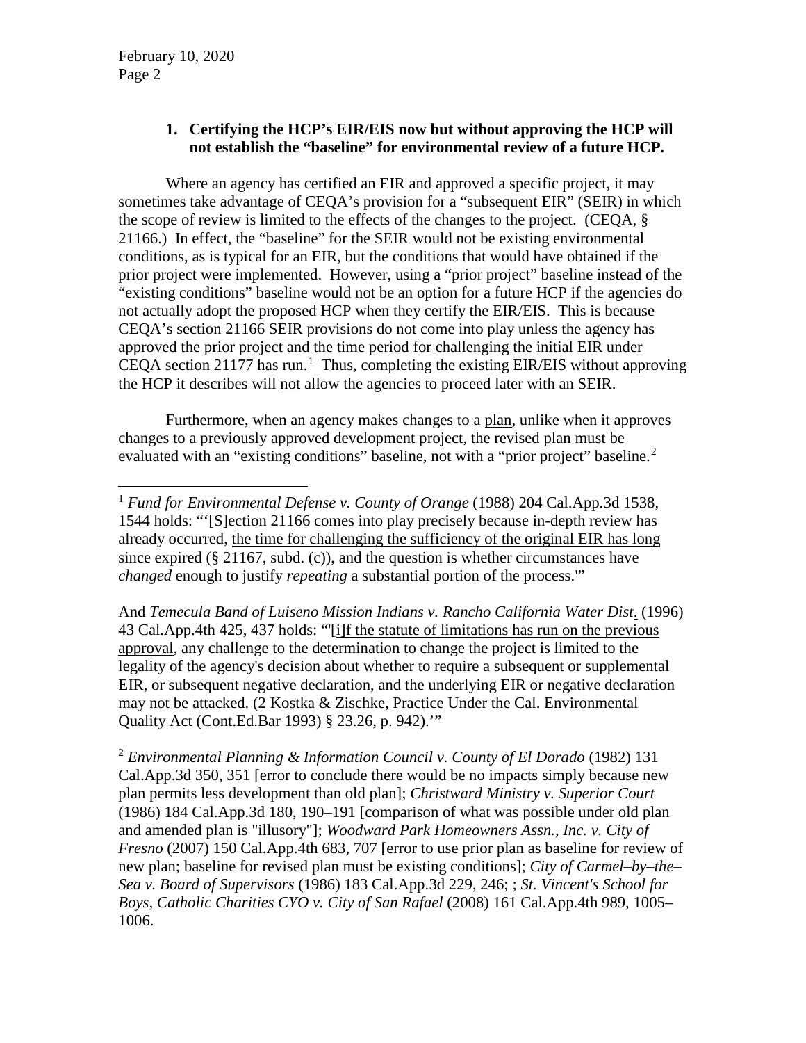### 1. Certifying the HCP's EIR/EIS now but without approving the HCP will not establish the "baseline" for environmental review of a future HCP.

Where an agency has certified an EIR and approved a specific project, it may sometimes take advantage of CEQA's provision for a "subsequent EIR" (SEIR) in which the scope of review is limited to the effects of the changes to the project. (CEQA, § 21166.) In effect, the "baseline" for the SEIR would not be existing environmental conditions, as is typical for an EIR, but the conditions that would have obtained if the prior project were implemented. However, using a "prior project" baseline instead of the "existing conditions" baseline would not be an option for a future HCP if the agencies do not actually adopt the proposed HCP when they certify the EIR/EIS. This is because CEQA's section 21166 SEIR provisions do not come into play unless the agency has approved the prior project and the time period for challenging the initial EIR under CEQA section 21177 has run.[1] Thus, completing the existing EIR/EIS without approving the HCP it describes will not allow the agencies to proceed later with an SEIR.

Furthermore, when an agency makes changes to a plan, unlike when it approves changes to a previously approved development project, the revised plan must be evaluated with an "existing conditions" baseline, not with a "prior project" baseline.[2]

---

[1] *Fund for Environmental Defense v. County of Orange* (1988) 204 Cal.App.3d 1538, 1544 holds: "'[S]ection 21166 comes into play precisely because in-depth review has already occurred, the time for challenging the sufficiency of the original EIR has long since expired (§ 21167, subd. (c)), and the question is whether circumstances have *changed* enough to justify *repeating* a substantial portion of the process.'"

And *Temecula Band of Luiseno Mission Indians v. Rancho California Water Dist*. (1996) 43 Cal.App.4th 425, 437 holds: "'[i]f the statute of limitations has run on the previous approval, any challenge to the determination to change the project is limited to the legality of the agency's decision about whether to require a subsequent or supplemental EIR, or subsequent negative declaration, and the underlying EIR or negative declaration may not be attacked. (2 Kostka & Zischke, Practice Under the Cal. Environmental Quality Act (Cont.Ed.Bar 1993) § 23.26, p. 942).'"

[2] *Environmental Planning & Information Council v. County of El Dorado* (1982) 131 Cal.App.3d 350, 351 [error to conclude there would be no impacts simply because new plan permits less development than old plan]; *Christward Ministry v. Superior Court* (1986) 184 Cal.App.3d 180, 190–191 [comparison of what was possible under old plan and amended plan is "illusory"]; *Woodward Park Homeowners Assn., Inc. v. City of Fresno* (2007) 150 Cal.App.4th 683, 707 [error to use prior plan as baseline for review of new plan; baseline for revised plan must be existing conditions]; *City of Carmel–by–the–Sea v. Board of Supervisors* (1986) 183 Cal.App.3d 229, 246; ; *St. Vincent's School for Boys, Catholic Charities CYO v. City of San Rafael* (2008) 161 Cal.App.4th 989, 1005–1006.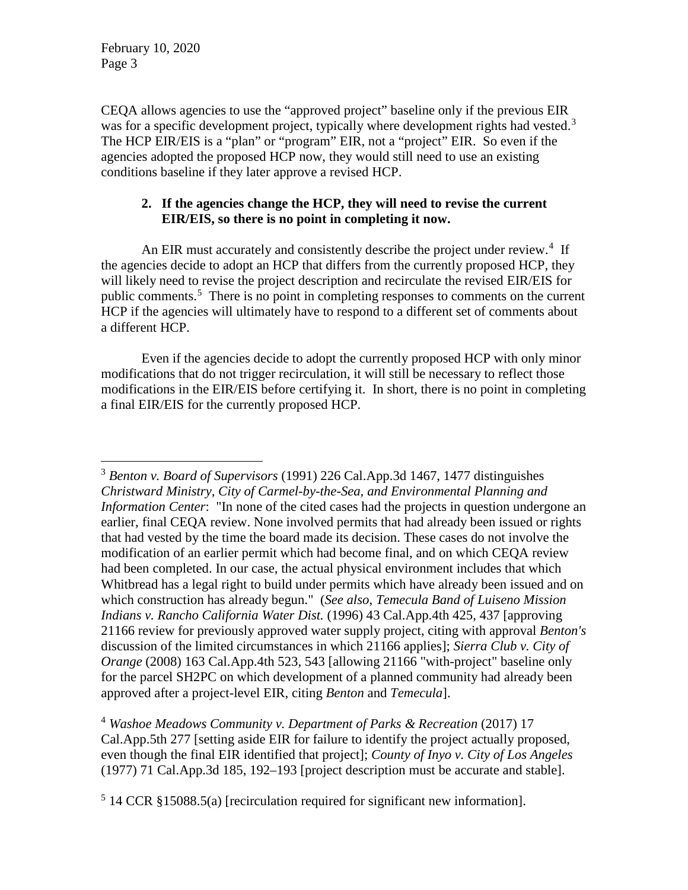CEQA allows agencies to use the "approved project" baseline only if the previous EIR was for a specific development project, typically where development rights had vested.[3] The HCP EIR/EIS is a "plan" or "program" EIR, not a "project" EIR. So even if the agencies adopted the proposed HCP now, they would still need to use an existing conditions baseline if they later approve a revised HCP.

**2. If the agencies change the HCP, they will need to revise the current EIR/EIS, so there is no point in completing it now.**

An EIR must accurately and consistently describe the project under review.[4] If the agencies decide to adopt an HCP that differs from the currently proposed HCP, they will likely need to revise the project description and recirculate the revised EIR/EIS for public comments.[5] There is no point in completing responses to comments on the current HCP if the agencies will ultimately have to respond to a different set of comments about a different HCP.

Even if the agencies decide to adopt the currently proposed HCP with only minor modifications that do not trigger recirculation, it will still be necessary to reflect those modifications in the EIR/EIS before certifying it. In short, there is no point in completing a final EIR/EIS for the currently proposed HCP.

---

[3] *Benton v. Board of Supervisors* (1991) 226 Cal.App.3d 1467, 1477 distinguishes *Christward Ministry, City of Carmel-by-the-Sea, and Environmental Planning and Information Center*: "In none of the cited cases had the projects in question undergone an earlier, final CEQA review. None involved permits that had already been issued or rights that had vested by the time the board made its decision. These cases do not involve the modification of an earlier permit which had become final, and on which CEQA review had been completed. In our case, the actual physical environment includes that which Whitbread has a legal right to build under permits which have already been issued and on which construction has already begun." (*See also*, *Temecula Band of Luiseno Mission Indians v. Rancho California Water Dist.* (1996) 43 Cal.App.4th 425, 437 [approving 21166 review for previously approved water supply project, citing with approval *Benton's* discussion of the limited circumstances in which 21166 applies]; *Sierra Club v. City of Orange* (2008) 163 Cal.App.4th 523, 543 [allowing 21166 "with-project" baseline only for the parcel SH2PC on which development of a planned community had already been approved after a project-level EIR, citing *Benton* and *Temecula*].

[4] *Washoe Meadows Community v. Department of Parks & Recreation* (2017) 17 Cal.App.5th 277 [setting aside EIR for failure to identify the project actually proposed, even though the final EIR identified that project]; *County of Inyo v. City of Los Angeles* (1977) 71 Cal.App.3d 185, 192–193 [project description must be accurate and stable].

[5] 14 CCR §15088.5(a) [recirculation required for significant new information].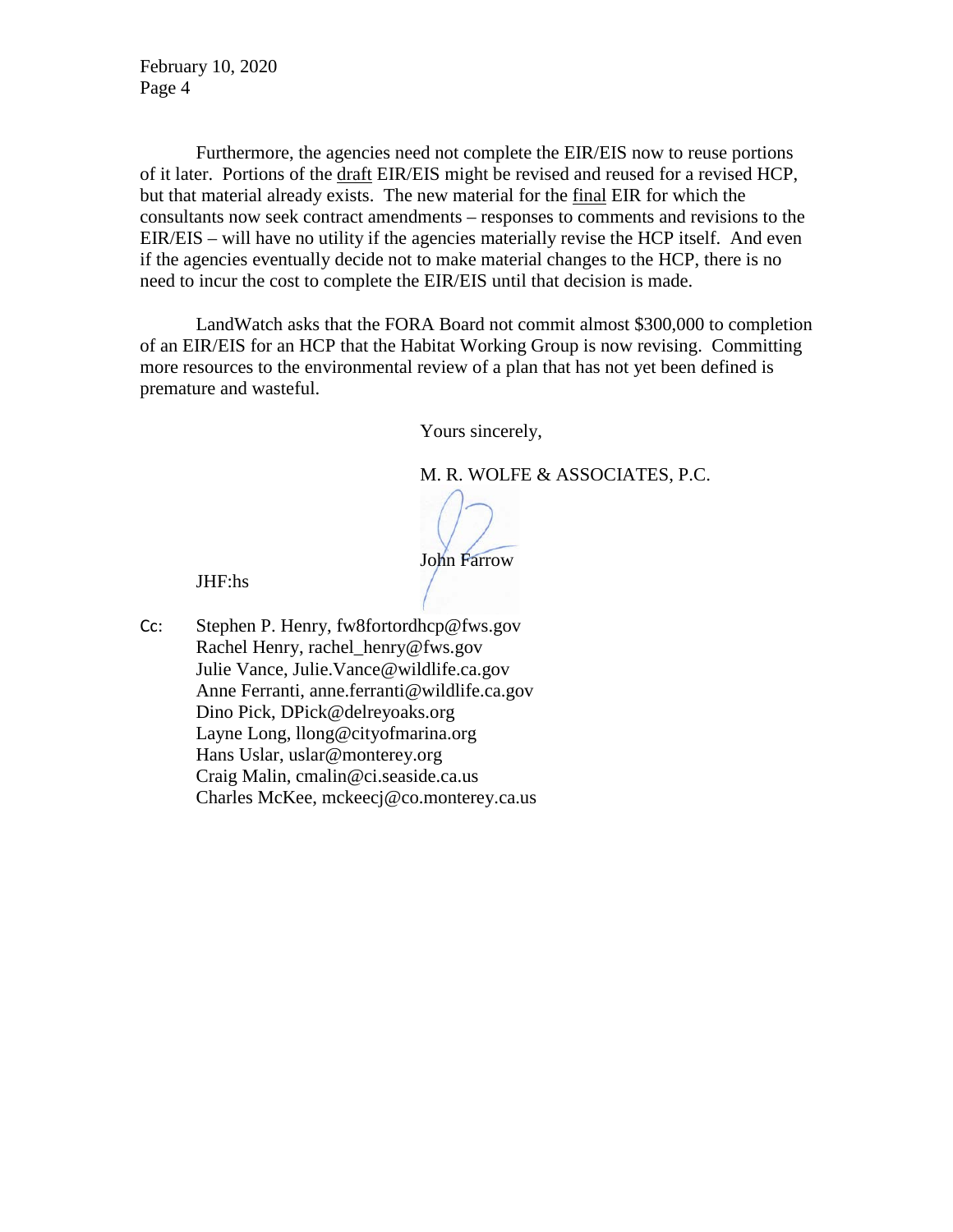Furthermore, the agencies need not complete the EIR/EIS now to reuse portions of it later. Portions of the draft EIR/EIS might be revised and reused for a revised HCP, but that material already exists. The new material for the final EIR for which the consultants now seek contract amendments – responses to comments and revisions to the EIR/EIS – will have no utility if the agencies materially revise the HCP itself. And even if the agencies eventually decide not to make material changes to the HCP, there is no need to incur the cost to complete the EIR/EIS until that decision is made.

LandWatch asks that the FORA Board not commit almost $300,000 to completion of an EIR/EIS for an HCP that the Habitat Working Group is now revising. Committing more resources to the environmental review of a plan that has not yet been defined is premature and wasteful.

Yours sincerely,

M. R. WOLFE & ASSOCIATES, P.C.

John Farrow

JHF:hs

Cc: Stephen P. Henry, fw8fortordhcp@fws.gov
Rachel Henry, rachel_henry@fws.gov
Julie Vance, Julie.Vance@wildlife.ca.gov
Anne Ferranti, anne.ferranti@wildlife.ca.gov
Dino Pick, DPick@delreyoaks.org
Layne Long, llong@cityofmarina.org
Hans Uslar, uslar@monterey.org
Craig Malin, cmalin@ci.seaside.ca.us
Charles McKee, mckeecj@co.monterey.ca.us